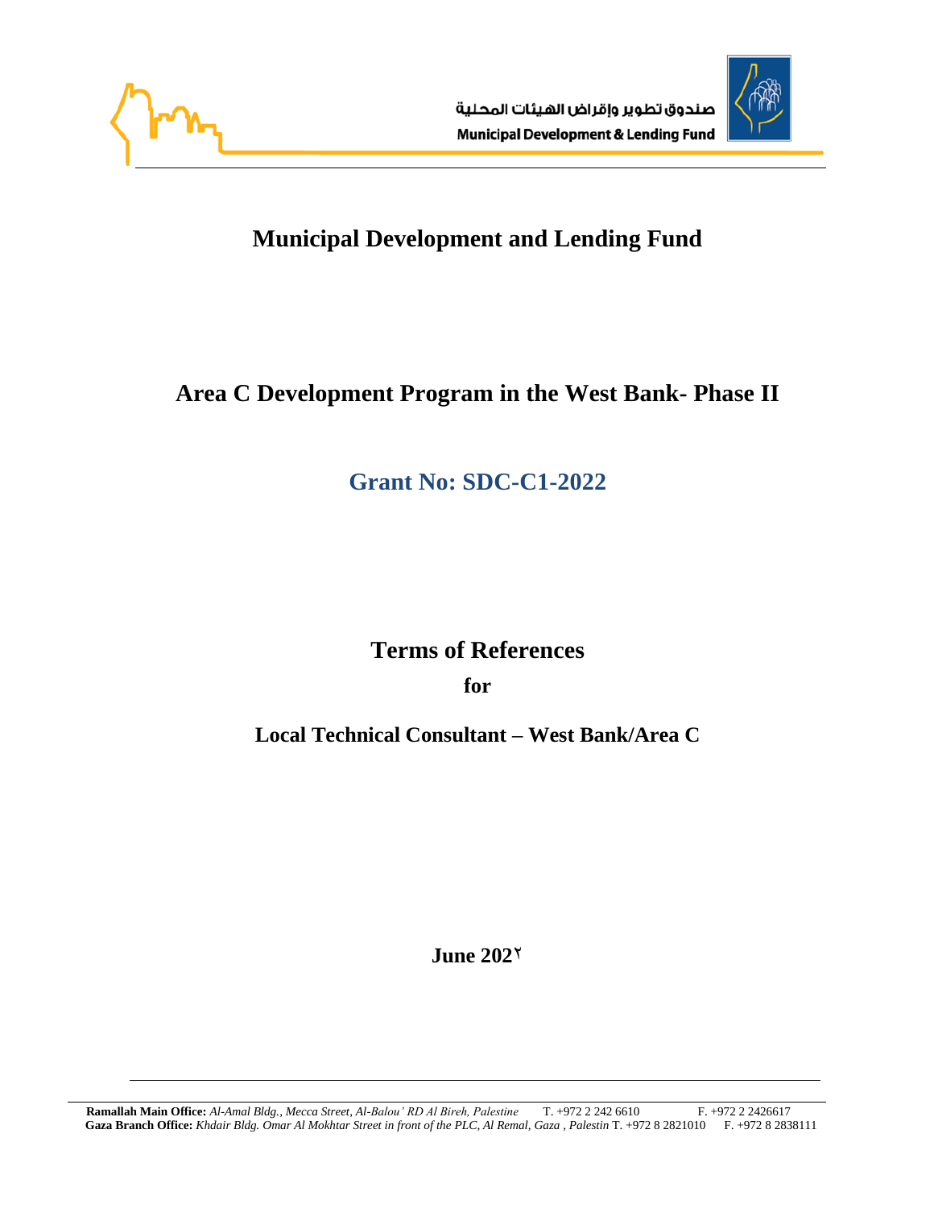صندوق تطوير وإقراض الهيئات المحلية
Municipal Development & Lending Fund

# Municipal Development and Lending Fund

## Area C Development Program in the West Bank- Phase II

## Grant No: SDC-C1-2022

## Terms of References

**for**

**Local Technical Consultant – West Bank/Area C**

**June 202٢**

**Ramallah Main Office:** *Al-Amal Bldg., Mecca Street, Al-Balou' RD Al Bireh, Palestine* T. +972 2 242 6610 F. +972 2 2426617
**Gaza Branch Office:** *Khdair Bldg. Omar Al Mokhtar Street in front of the PLC, Al Remal, Gaza , Palestin* T. +972 8 2821010 F. +972 8 2838111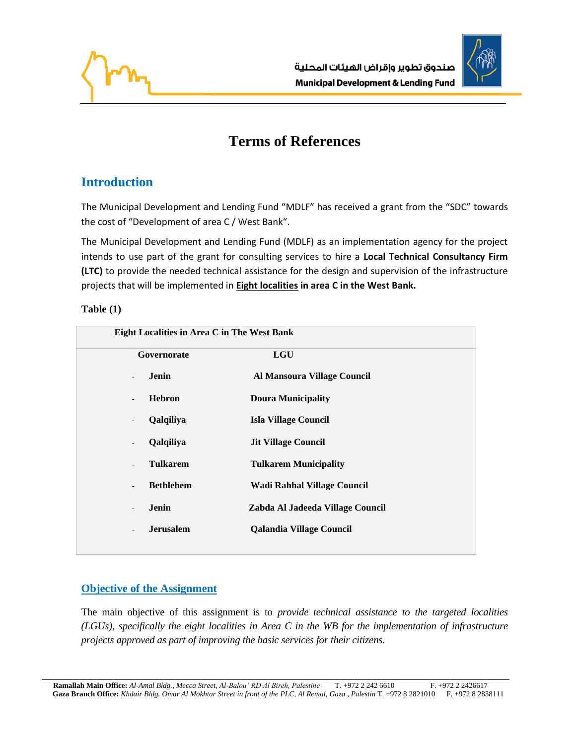# Terms of References

## Introduction

The Municipal Development and Lending Fund "MDLF" has received a grant from the "SDC" towards the cost of "Development of area C / West Bank".

The Municipal Development and Lending Fund (MDLF) as an implementation agency for the project intends to use part of the grant for consulting services to hire a **Local Technical Consultancy Firm (LTC)** to provide the needed technical assistance for the design and supervision of the infrastructure projects that will be implemented in **Eight localities in area C in the West Bank.**

**Table (1)**

| Eight Localities in Area C in The West Bank | |
|---|---|
| **Governorate** | **LGU** |
| - **Jenin** | **Al Mansoura Village Council** |
| - **Hebron** | **Doura Municipality** |
| - **Qalqiliya** | **Isla Village Council** |
| - **Qalqiliya** | **Jit Village Council** |
| - **Tulkarem** | **Tulkarem Municipality** |
| - **Bethlehem** | **Wadi Rahhal Village Council** |
| - **Jenin** | **Zabda Al Jadeeda Village Council** |
| - **Jerusalem** | **Qalandia Village Council** |

## Objective of the Assignment

The main objective of this assignment is to *provide technical assistance to the targeted localities (LGUs), specifically the eight localities in Area C in the WB for the implementation of infrastructure projects approved as part of improving the basic services for their citizens.*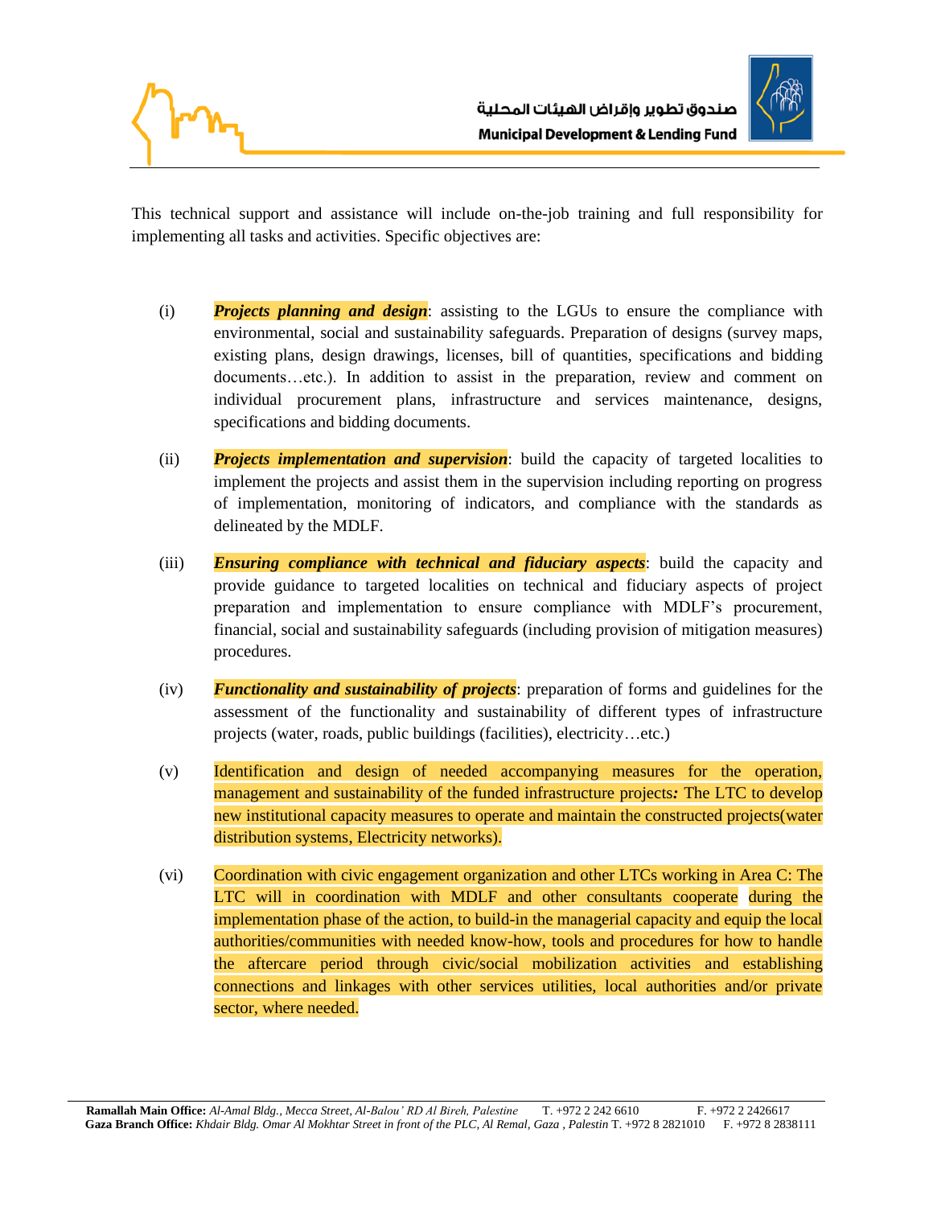This technical support and assistance will include on-the-job training and full responsibility for implementing all tasks and activities. Specific objectives are:

(i) ***Projects planning and design***: assisting to the LGUs to ensure the compliance with environmental, social and sustainability safeguards. Preparation of designs (survey maps, existing plans, design drawings, licenses, bill of quantities, specifications and bidding documents…etc.). In addition to assist in the preparation, review and comment on individual procurement plans, infrastructure and services maintenance, designs, specifications and bidding documents.

(ii) ***Projects implementation and supervision***: build the capacity of targeted localities to implement the projects and assist them in the supervision including reporting on progress of implementation, monitoring of indicators, and compliance with the standards as delineated by the MDLF.

(iii) ***Ensuring compliance with technical and fiduciary aspects***: build the capacity and provide guidance to targeted localities on technical and fiduciary aspects of project preparation and implementation to ensure compliance with MDLF's procurement, financial, social and sustainability safeguards (including provision of mitigation measures) procedures.

(iv) ***Functionality and sustainability of projects***: preparation of forms and guidelines for the assessment of the functionality and sustainability of different types of infrastructure projects (water, roads, public buildings (facilities), electricity…etc.)

(v) Identification and design of needed accompanying measures for the operation, management and sustainability of the funded infrastructure projects***:*** The LTC to develop new institutional capacity measures to operate and maintain the constructed projects(water distribution systems, Electricity networks).

(vi) Coordination with civic engagement organization and other LTCs working in Area C: The LTC will in coordination with MDLF and other consultants cooperate during the implementation phase of the action, to build-in the managerial capacity and equip the local authorities/communities with needed know-how, tools and procedures for how to handle the aftercare period through civic/social mobilization activities and establishing connections and linkages with other services utilities, local authorities and/or private sector, where needed.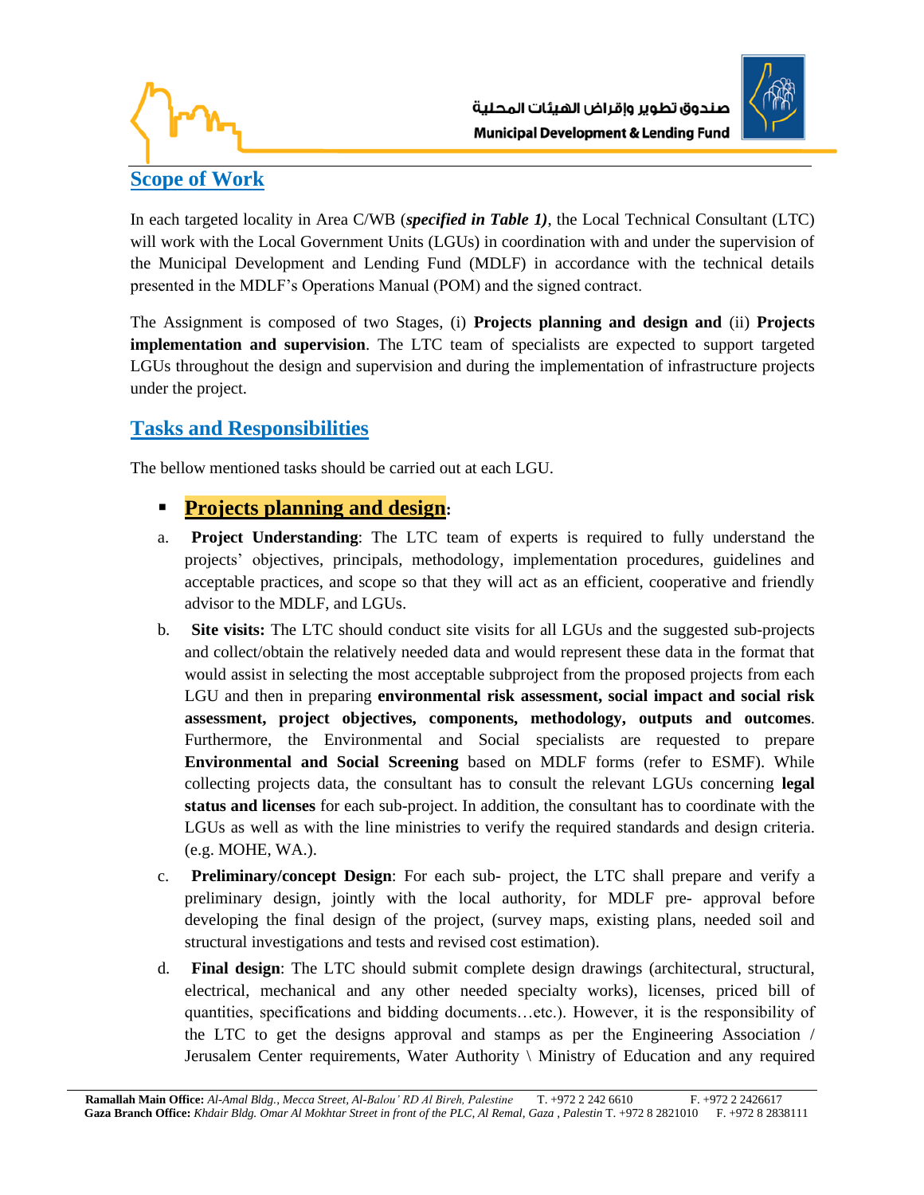## Scope of Work

In each targeted locality in Area C/WB (***specified in Table 1)***, the Local Technical Consultant (LTC) will work with the Local Government Units (LGUs) in coordination with and under the supervision of the Municipal Development and Lending Fund (MDLF) in accordance with the technical details presented in the MDLF's Operations Manual (POM) and the signed contract.

The Assignment is composed of two Stages, (i) **Projects planning and design and** (ii) **Projects implementation and supervision**. The LTC team of specialists are expected to support targeted LGUs throughout the design and supervision and during the implementation of infrastructure projects under the project.

## Tasks and Responsibilities

The bellow mentioned tasks should be carried out at each LGU.

- **Projects planning and design:**

a. **Project Understanding**: The LTC team of experts is required to fully understand the projects' objectives, principals, methodology, implementation procedures, guidelines and acceptable practices, and scope so that they will act as an efficient, cooperative and friendly advisor to the MDLF, and LGUs.

b. **Site visits:** The LTC should conduct site visits for all LGUs and the suggested sub-projects and collect/obtain the relatively needed data and would represent these data in the format that would assist in selecting the most acceptable subproject from the proposed projects from each LGU and then in preparing **environmental risk assessment, social impact and social risk assessment, project objectives, components, methodology, outputs and outcomes**. Furthermore, the Environmental and Social specialists are requested to prepare **Environmental and Social Screening** based on MDLF forms (refer to ESMF). While collecting projects data, the consultant has to consult the relevant LGUs concerning **legal status and licenses** for each sub-project. In addition, the consultant has to coordinate with the LGUs as well as with the line ministries to verify the required standards and design criteria. (e.g. MOHE, WA.).

c. **Preliminary/concept Design**: For each sub- project, the LTC shall prepare and verify a preliminary design, jointly with the local authority, for MDLF pre- approval before developing the final design of the project, (survey maps, existing plans, needed soil and structural investigations and tests and revised cost estimation).

d. **Final design**: The LTC should submit complete design drawings (architectural, structural, electrical, mechanical and any other needed specialty works), licenses, priced bill of quantities, specifications and bidding documents…etc.). However, it is the responsibility of the LTC to get the designs approval and stamps as per the Engineering Association / Jerusalem Center requirements, Water Authority \ Ministry of Education and any required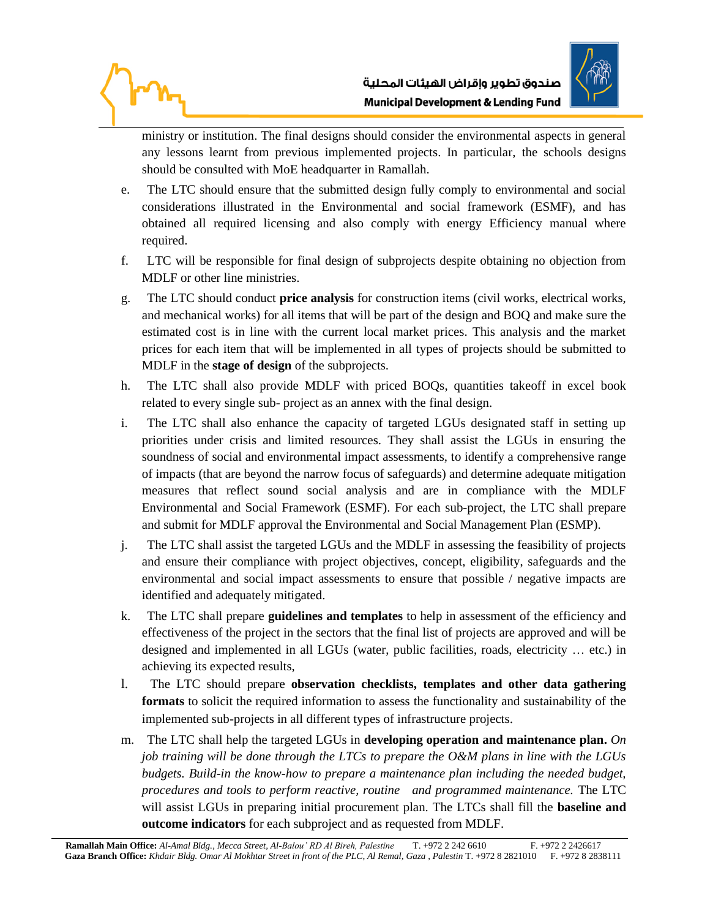ministry or institution. The final designs should consider the environmental aspects in general any lessons learnt from previous implemented projects. In particular, the schools designs should be consulted with MoE headquarter in Ramallah.

e. The LTC should ensure that the submitted design fully comply to environmental and social considerations illustrated in the Environmental and social framework (ESMF), and has obtained all required licensing and also comply with energy Efficiency manual where required.

f. LTC will be responsible for final design of subprojects despite obtaining no objection from MDLF or other line ministries.

g. The LTC should conduct **price analysis** for construction items (civil works, electrical works, and mechanical works) for all items that will be part of the design and BOQ and make sure the estimated cost is in line with the current local market prices. This analysis and the market prices for each item that will be implemented in all types of projects should be submitted to MDLF in the **stage of design** of the subprojects.

h. The LTC shall also provide MDLF with priced BOQs, quantities takeoff in excel book related to every single sub- project as an annex with the final design.

i. The LTC shall also enhance the capacity of targeted LGUs designated staff in setting up priorities under crisis and limited resources. They shall assist the LGUs in ensuring the soundness of social and environmental impact assessments, to identify a comprehensive range of impacts (that are beyond the narrow focus of safeguards) and determine adequate mitigation measures that reflect sound social analysis and are in compliance with the MDLF Environmental and Social Framework (ESMF). For each sub-project, the LTC shall prepare and submit for MDLF approval the Environmental and Social Management Plan (ESMP).

j. The LTC shall assist the targeted LGUs and the MDLF in assessing the feasibility of projects and ensure their compliance with project objectives, concept, eligibility, safeguards and the environmental and social impact assessments to ensure that possible / negative impacts are identified and adequately mitigated.

k. The LTC shall prepare **guidelines and templates** to help in assessment of the efficiency and effectiveness of the project in the sectors that the final list of projects are approved and will be designed and implemented in all LGUs (water, public facilities, roads, electricity … etc.) in achieving its expected results,

l. The LTC should prepare **observation checklists, templates and other data gathering formats** to solicit the required information to assess the functionality and sustainability of the implemented sub-projects in all different types of infrastructure projects.

m. The LTC shall help the targeted LGUs in **developing operation and maintenance plan.** *On job training will be done through the LTCs to prepare the O&M plans in line with the LGUs budgets. Build-in the know-how to prepare a maintenance plan including the needed budget, procedures and tools to perform reactive, routine and programmed maintenance.* The LTC will assist LGUs in preparing initial procurement plan. The LTCs shall fill the **baseline and outcome indicators** for each subproject and as requested from MDLF.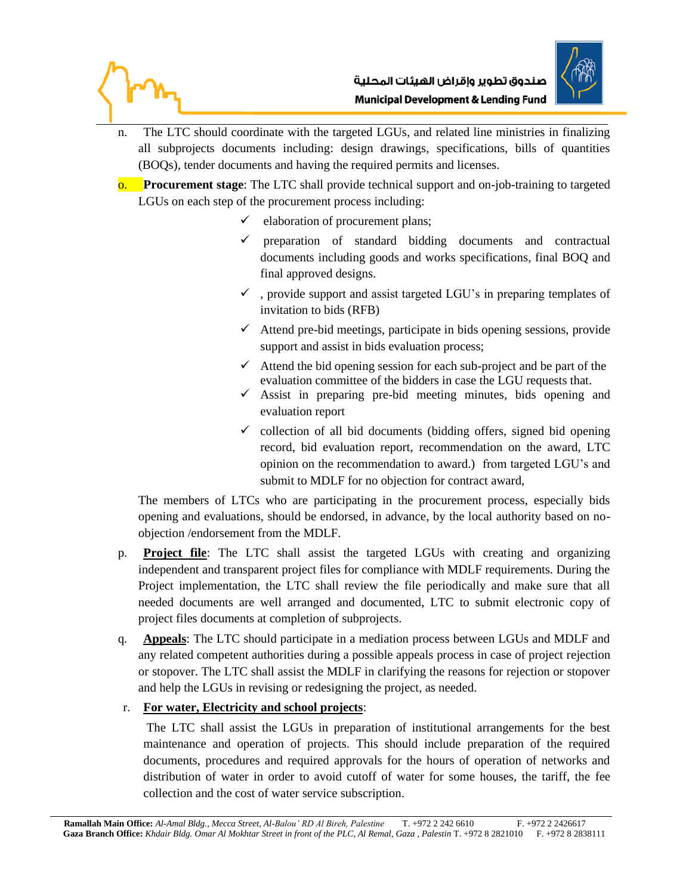n. The LTC should coordinate with the targeted LGUs, and related line ministries in finalizing all subprojects documents including: design drawings, specifications, bills of quantities (BOQs), tender documents and having the required permits and licenses.

o. **Procurement stage**: The LTC shall provide technical support and on-job-training to targeted LGUs on each step of the procurement process including:

- ✓ elaboration of procurement plans;
- ✓ preparation of standard bidding documents and contractual documents including goods and works specifications, final BOQ and final approved designs.
- ✓ , provide support and assist targeted LGU's in preparing templates of invitation to bids (RFB)
- ✓ Attend pre-bid meetings, participate in bids opening sessions, provide support and assist in bids evaluation process;
- ✓ Attend the bid opening session for each sub-project and be part of the evaluation committee of the bidders in case the LGU requests that.
- ✓ Assist in preparing pre-bid meeting minutes, bids opening and evaluation report
- ✓ collection of all bid documents (bidding offers, signed bid opening record, bid evaluation report, recommendation on the award, LTC opinion on the recommendation to award.) from targeted LGU's and submit to MDLF for no objection for contract award,

The members of LTCs who are participating in the procurement process, especially bids opening and evaluations, should be endorsed, in advance, by the local authority based on no-objection /endorsement from the MDLF.

p. **Project file**: The LTC shall assist the targeted LGUs with creating and organizing independent and transparent project files for compliance with MDLF requirements. During the Project implementation, the LTC shall review the file periodically and make sure that all needed documents are well arranged and documented, LTC to submit electronic copy of project files documents at completion of subprojects.

q. **Appeals**: The LTC should participate in a mediation process between LGUs and MDLF and any related competent authorities during a possible appeals process in case of project rejection or stopover. The LTC shall assist the MDLF in clarifying the reasons for rejection or stopover and help the LGUs in revising or redesigning the project, as needed.

r. **For water, Electricity and school projects**:

The LTC shall assist the LGUs in preparation of institutional arrangements for the best maintenance and operation of projects. This should include preparation of the required documents, procedures and required approvals for the hours of operation of networks and distribution of water in order to avoid cutoff of water for some houses, the tariff, the fee collection and the cost of water service subscription.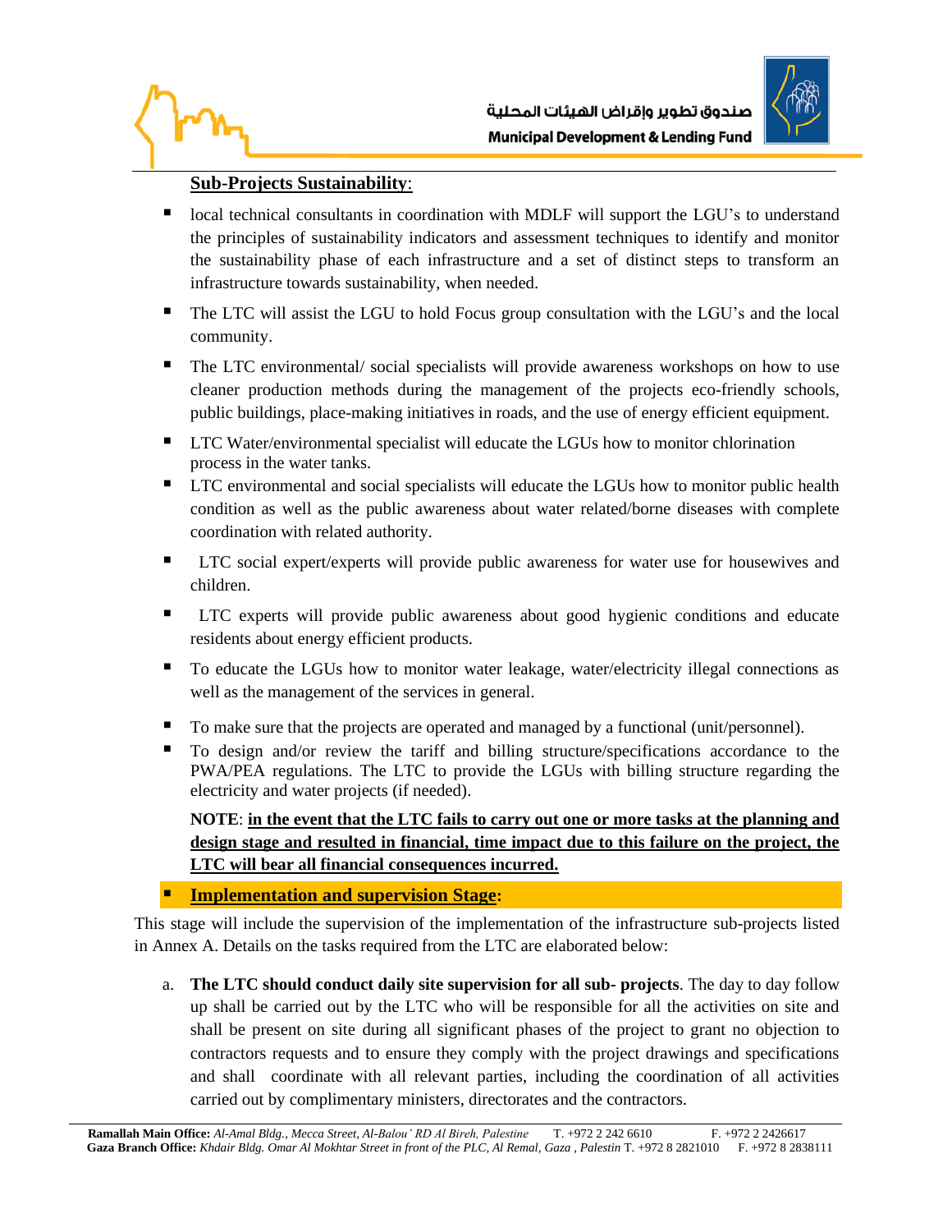**Sub-Projects Sustainability**:

- local technical consultants in coordination with MDLF will support the LGU's to understand the principles of sustainability indicators and assessment techniques to identify and monitor the sustainability phase of each infrastructure and a set of distinct steps to transform an infrastructure towards sustainability, when needed.
- The LTC will assist the LGU to hold Focus group consultation with the LGU's and the local community.
- The LTC environmental/ social specialists will provide awareness workshops on how to use cleaner production methods during the management of the projects eco-friendly schools, public buildings, place-making initiatives in roads, and the use of energy efficient equipment.
- LTC Water/environmental specialist will educate the LGUs how to monitor chlorination process in the water tanks.
- LTC environmental and social specialists will educate the LGUs how to monitor public health condition as well as the public awareness about water related/borne diseases with complete coordination with related authority.
- LTC social expert/experts will provide public awareness for water use for housewives and children.
- LTC experts will provide public awareness about good hygienic conditions and educate residents about energy efficient products.
- To educate the LGUs how to monitor water leakage, water/electricity illegal connections as well as the management of the services in general.
- To make sure that the projects are operated and managed by a functional (unit/personnel).
- To design and/or review the tariff and billing structure/specifications accordance to the PWA/PEA regulations. The LTC to provide the LGUs with billing structure regarding the electricity and water projects (if needed).

**NOTE**: **in the event that the LTC fails to carry out one or more tasks at the planning and design stage and resulted in financial, time impact due to this failure on the project, the LTC will bear all financial consequences incurred.**

- **Implementation and supervision Stage:**

This stage will include the supervision of the implementation of the infrastructure sub-projects listed in Annex A. Details on the tasks required from the LTC are elaborated below:

a. **The LTC should conduct daily site supervision for all sub- projects**. The day to day follow up shall be carried out by the LTC who will be responsible for all the activities on site and shall be present on site during all significant phases of the project to grant no objection to contractors requests and to ensure they comply with the project drawings and specifications and shall coordinate with all relevant parties, including the coordination of all activities carried out by complimentary ministers, directorates and the contractors.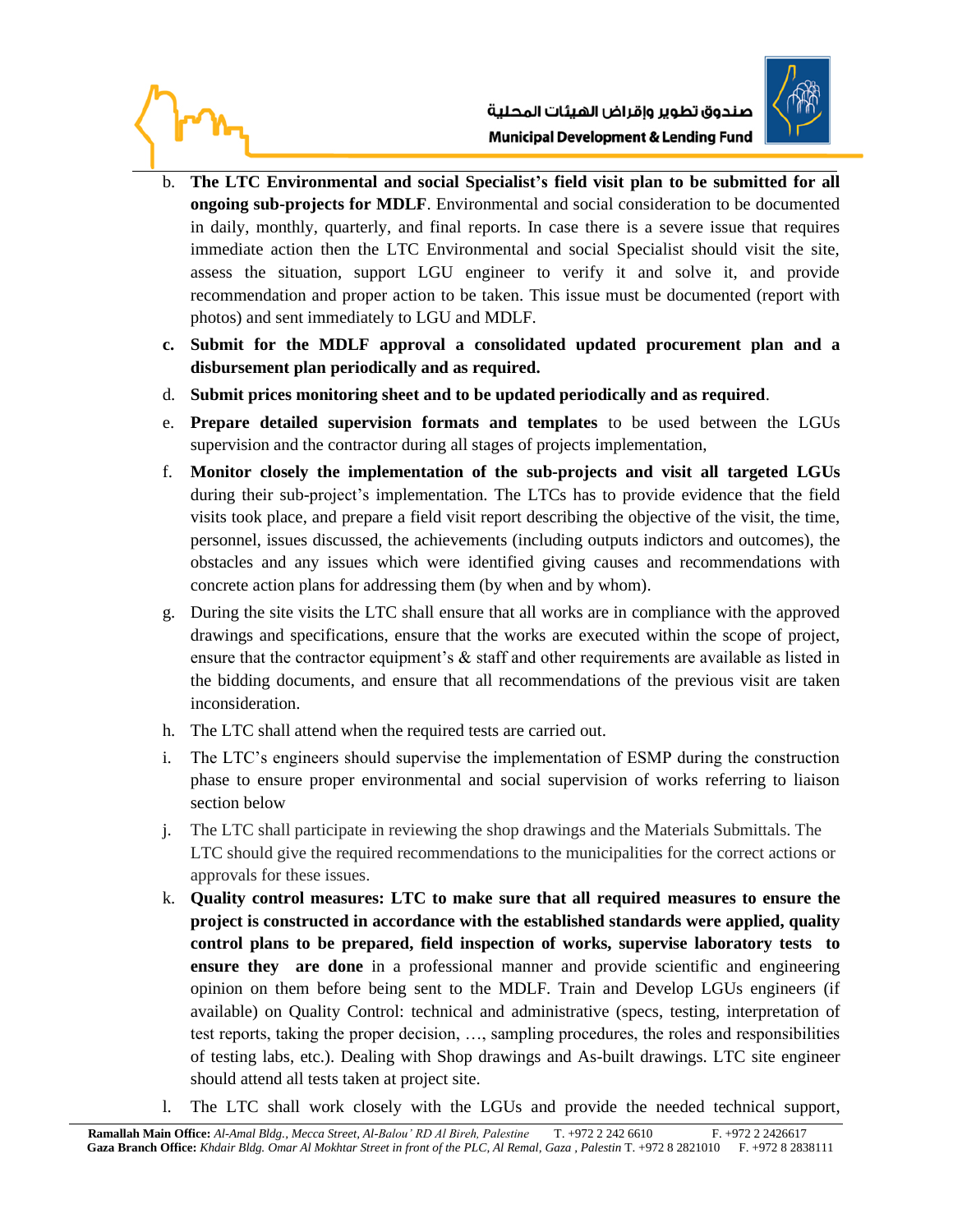b. **The LTC Environmental and social Specialist's field visit plan to be submitted for all ongoing sub-projects for MDLF**. Environmental and social consideration to be documented in daily, monthly, quarterly, and final reports. In case there is a severe issue that requires immediate action then the LTC Environmental and social Specialist should visit the site, assess the situation, support LGU engineer to verify it and solve it, and provide recommendation and proper action to be taken. This issue must be documented (report with photos) and sent immediately to LGU and MDLF.

c. **Submit for the MDLF approval a consolidated updated procurement plan and a disbursement plan periodically and as required.**

d. **Submit prices monitoring sheet and to be updated periodically and as required**.

e. **Prepare detailed supervision formats and templates** to be used between the LGUs supervision and the contractor during all stages of projects implementation,

f. **Monitor closely the implementation of the sub-projects and visit all targeted LGUs** during their sub-project's implementation. The LTCs has to provide evidence that the field visits took place, and prepare a field visit report describing the objective of the visit, the time, personnel, issues discussed, the achievements (including outputs indictors and outcomes), the obstacles and any issues which were identified giving causes and recommendations with concrete action plans for addressing them (by when and by whom).

g. During the site visits the LTC shall ensure that all works are in compliance with the approved drawings and specifications, ensure that the works are executed within the scope of project, ensure that the contractor equipment's & staff and other requirements are available as listed in the bidding documents, and ensure that all recommendations of the previous visit are taken inconsideration.

h. The LTC shall attend when the required tests are carried out.

i. The LTC's engineers should supervise the implementation of ESMP during the construction phase to ensure proper environmental and social supervision of works referring to liaison section below

j. The LTC shall participate in reviewing the shop drawings and the Materials Submittals. The LTC should give the required recommendations to the municipalities for the correct actions or approvals for these issues.

k. **Quality control measures: LTC to make sure that all required measures to ensure the project is constructed in accordance with the established standards were applied, quality control plans to be prepared, field inspection of works, supervise laboratory tests to ensure they are done** in a professional manner and provide scientific and engineering opinion on them before being sent to the MDLF. Train and Develop LGUs engineers (if available) on Quality Control: technical and administrative (specs, testing, interpretation of test reports, taking the proper decision, …, sampling procedures, the roles and responsibilities of testing labs, etc.). Dealing with Shop drawings and As-built drawings. LTC site engineer should attend all tests taken at project site.

l. The LTC shall work closely with the LGUs and provide the needed technical support,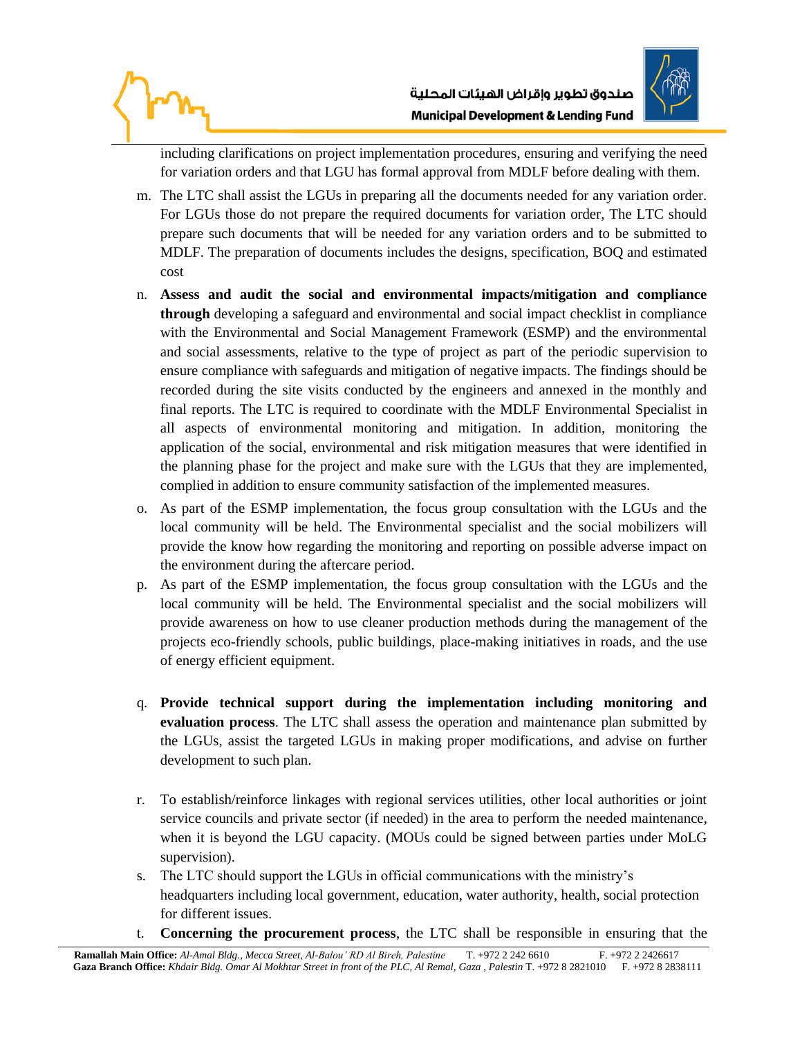including clarifications on project implementation procedures, ensuring and verifying the need for variation orders and that LGU has formal approval from MDLF before dealing with them.

m. The LTC shall assist the LGUs in preparing all the documents needed for any variation order. For LGUs those do not prepare the required documents for variation order, The LTC should prepare such documents that will be needed for any variation orders and to be submitted to MDLF. The preparation of documents includes the designs, specification, BOQ and estimated cost

n. **Assess and audit the social and environmental impacts/mitigation and compliance through** developing a safeguard and environmental and social impact checklist in compliance with the Environmental and Social Management Framework (ESMP) and the environmental and social assessments, relative to the type of project as part of the periodic supervision to ensure compliance with safeguards and mitigation of negative impacts. The findings should be recorded during the site visits conducted by the engineers and annexed in the monthly and final reports. The LTC is required to coordinate with the MDLF Environmental Specialist in all aspects of environmental monitoring and mitigation. In addition, monitoring the application of the social, environmental and risk mitigation measures that were identified in the planning phase for the project and make sure with the LGUs that they are implemented, complied in addition to ensure community satisfaction of the implemented measures.

o. As part of the ESMP implementation, the focus group consultation with the LGUs and the local community will be held. The Environmental specialist and the social mobilizers will provide the know how regarding the monitoring and reporting on possible adverse impact on the environment during the aftercare period.

p. As part of the ESMP implementation, the focus group consultation with the LGUs and the local community will be held. The Environmental specialist and the social mobilizers will provide awareness on how to use cleaner production methods during the management of the projects eco-friendly schools, public buildings, place-making initiatives in roads, and the use of energy efficient equipment.

q. **Provide technical support during the implementation including monitoring and evaluation process**. The LTC shall assess the operation and maintenance plan submitted by the LGUs, assist the targeted LGUs in making proper modifications, and advise on further development to such plan.

r. To establish/reinforce linkages with regional services utilities, other local authorities or joint service councils and private sector (if needed) in the area to perform the needed maintenance, when it is beyond the LGU capacity. (MOUs could be signed between parties under MoLG supervision).

s. The LTC should support the LGUs in official communications with the ministry's headquarters including local government, education, water authority, health, social protection for different issues.

t. **Concerning the procurement process**, the LTC shall be responsible in ensuring that the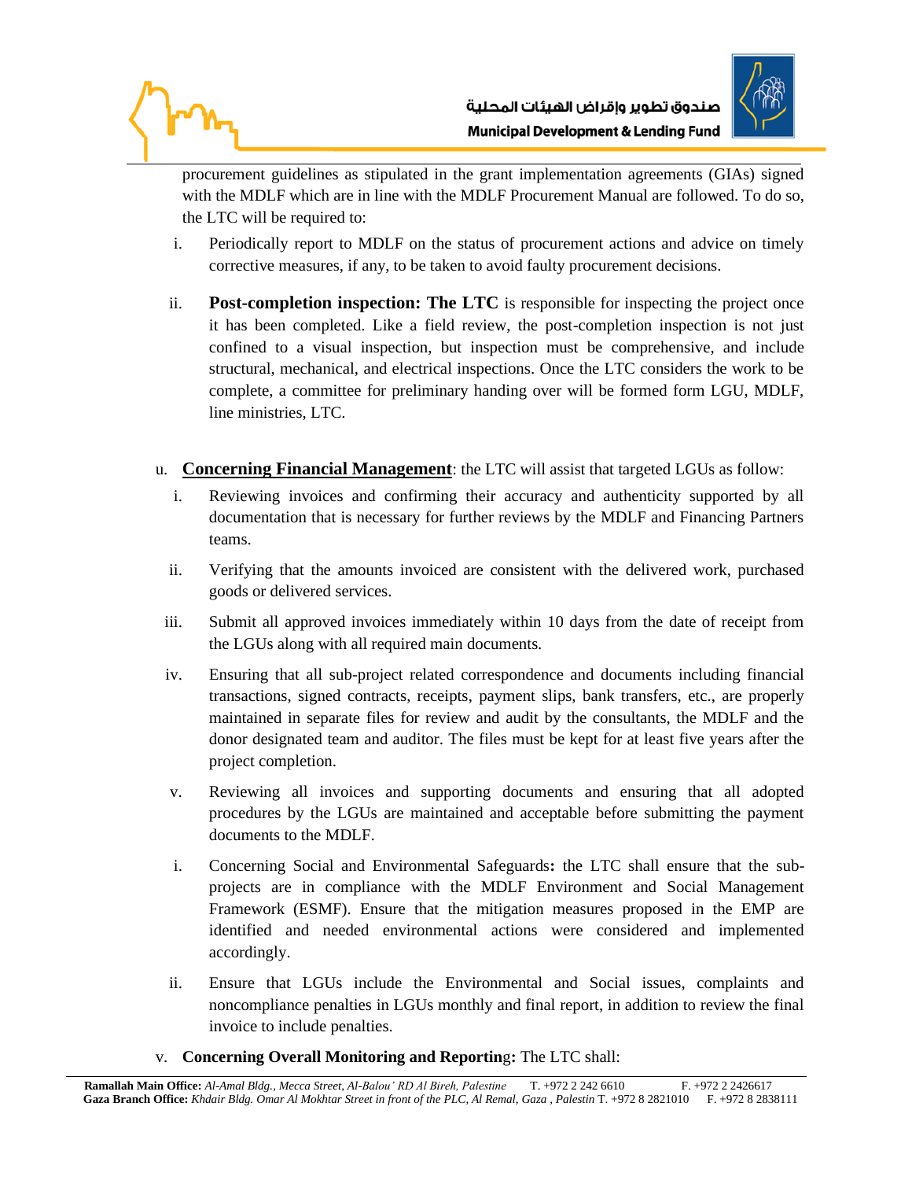procurement guidelines as stipulated in the grant implementation agreements (GIAs) signed with the MDLF which are in line with the MDLF Procurement Manual are followed. To do so, the LTC will be required to:

i. Periodically report to MDLF on the status of procurement actions and advice on timely corrective measures, if any, to be taken to avoid faulty procurement decisions.

ii. **Post-completion inspection: The LTC** is responsible for inspecting the project once it has been completed. Like a field review, the post-completion inspection is not just confined to a visual inspection, but inspection must be comprehensive, and include structural, mechanical, and electrical inspections. Once the LTC considers the work to be complete, a committee for preliminary handing over will be formed form LGU, MDLF, line ministries, LTC.

u. **Concerning Financial Management**: the LTC will assist that targeted LGUs as follow:

i. Reviewing invoices and confirming their accuracy and authenticity supported by all documentation that is necessary for further reviews by the MDLF and Financing Partners teams.

ii. Verifying that the amounts invoiced are consistent with the delivered work, purchased goods or delivered services.

iii. Submit all approved invoices immediately within 10 days from the date of receipt from the LGUs along with all required main documents.

iv. Ensuring that all sub-project related correspondence and documents including financial transactions, signed contracts, receipts, payment slips, bank transfers, etc., are properly maintained in separate files for review and audit by the consultants, the MDLF and the donor designated team and auditor. The files must be kept for at least five years after the project completion.

v. Reviewing all invoices and supporting documents and ensuring that all adopted procedures by the LGUs are maintained and acceptable before submitting the payment documents to the MDLF.

i. Concerning Social and Environmental Safeguards**:** the LTC shall ensure that the sub-projects are in compliance with the MDLF Environment and Social Management Framework (ESMF). Ensure that the mitigation measures proposed in the EMP are identified and needed environmental actions were considered and implemented accordingly.

ii. Ensure that LGUs include the Environmental and Social issues, complaints and noncompliance penalties in LGUs monthly and final report, in addition to review the final invoice to include penalties.

v. **Concerning Overall Monitoring and Reporting:** The LTC shall: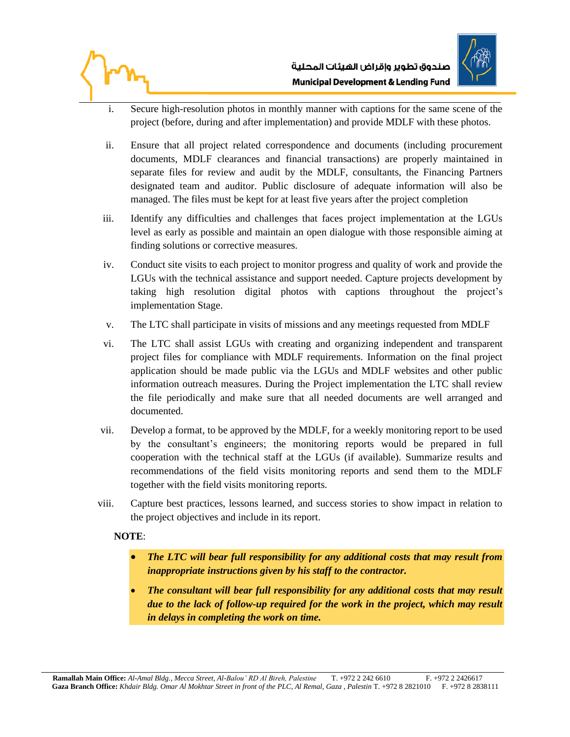i. Secure high-resolution photos in monthly manner with captions for the same scene of the project (before, during and after implementation) and provide MDLF with these photos.

ii. Ensure that all project related correspondence and documents (including procurement documents, MDLF clearances and financial transactions) are properly maintained in separate files for review and audit by the MDLF, consultants, the Financing Partners designated team and auditor. Public disclosure of adequate information will also be managed. The files must be kept for at least five years after the project completion

iii. Identify any difficulties and challenges that faces project implementation at the LGUs level as early as possible and maintain an open dialogue with those responsible aiming at finding solutions or corrective measures.

iv. Conduct site visits to each project to monitor progress and quality of work and provide the LGUs with the technical assistance and support needed. Capture projects development by taking high resolution digital photos with captions throughout the project's implementation Stage.

v. The LTC shall participate in visits of missions and any meetings requested from MDLF

vi. The LTC shall assist LGUs with creating and organizing independent and transparent project files for compliance with MDLF requirements. Information on the final project application should be made public via the LGUs and MDLF websites and other public information outreach measures. During the Project implementation the LTC shall review the file periodically and make sure that all needed documents are well arranged and documented.

vii. Develop a format, to be approved by the MDLF, for a weekly monitoring report to be used by the consultant's engineers; the monitoring reports would be prepared in full cooperation with the technical staff at the LGUs (if available). Summarize results and recommendations of the field visits monitoring reports and send them to the MDLF together with the field visits monitoring reports.

viii. Capture best practices, lessons learned, and success stories to show impact in relation to the project objectives and include in its report.

**NOTE**:

- ***The LTC will bear full responsibility for any additional costs that may result from inappropriate instructions given by his staff to the contractor.***
- ***The consultant will bear full responsibility for any additional costs that may result due to the lack of follow-up required for the work in the project, which may result in delays in completing the work on time.***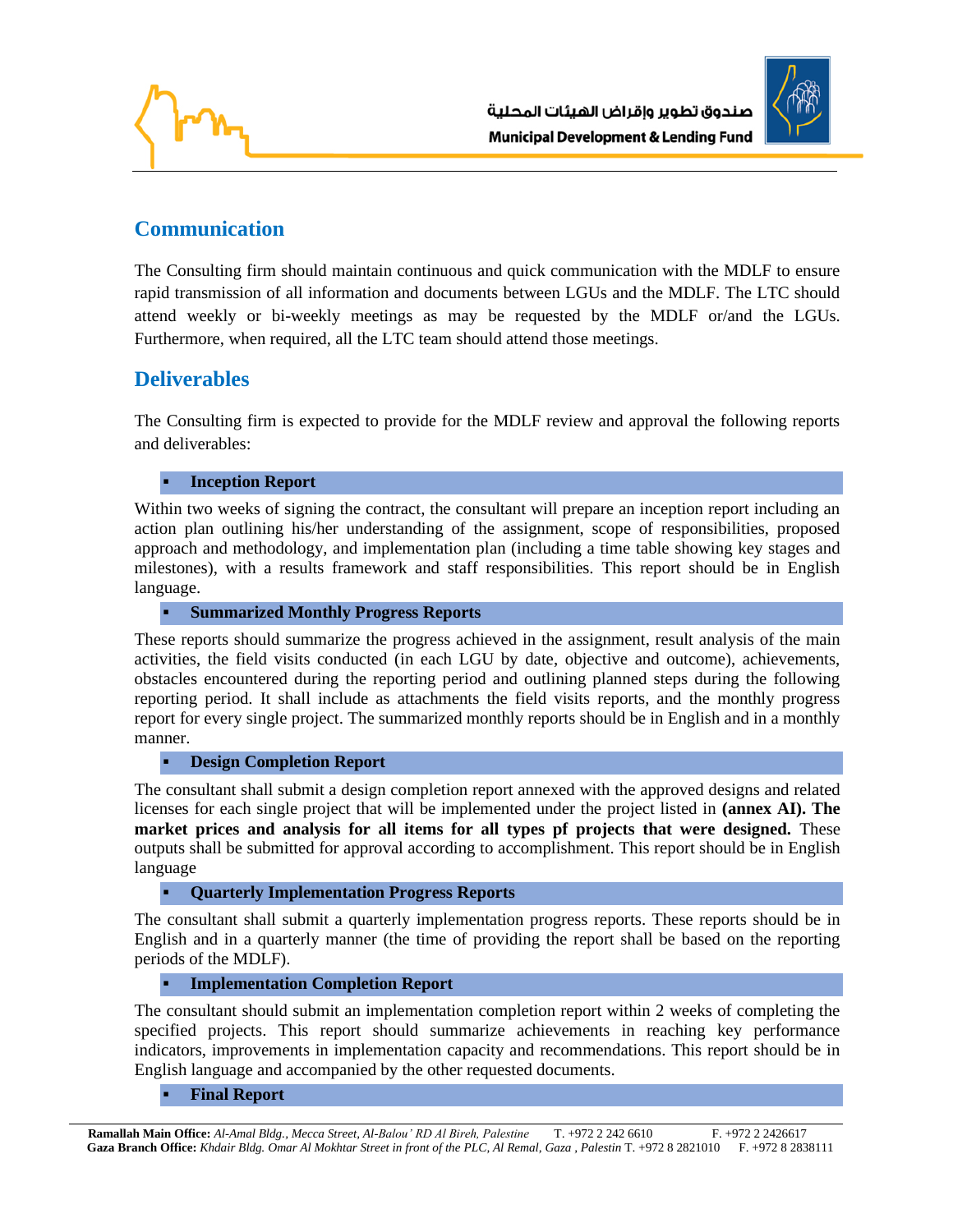## Communication

The Consulting firm should maintain continuous and quick communication with the MDLF to ensure rapid transmission of all information and documents between LGUs and the MDLF. The LTC should attend weekly or bi-weekly meetings as may be requested by the MDLF or/and the LGUs. Furthermore, when required, all the LTC team should attend those meetings.

## Deliverables

The Consulting firm is expected to provide for the MDLF review and approval the following reports and deliverables:

- **Inception Report**

Within two weeks of signing the contract, the consultant will prepare an inception report including an action plan outlining his/her understanding of the assignment, scope of responsibilities, proposed approach and methodology, and implementation plan (including a time table showing key stages and milestones), with a results framework and staff responsibilities. This report should be in English language.

- **Summarized Monthly Progress Reports**

These reports should summarize the progress achieved in the assignment, result analysis of the main activities, the field visits conducted (in each LGU by date, objective and outcome), achievements, obstacles encountered during the reporting period and outlining planned steps during the following reporting period. It shall include as attachments the field visits reports, and the monthly progress report for every single project. The summarized monthly reports should be in English and in a monthly manner.

- **Design Completion Report**

The consultant shall submit a design completion report annexed with the approved designs and related licenses for each single project that will be implemented under the project listed in **(annex AI). The market prices and analysis for all items for all types pf projects that were designed.** These outputs shall be submitted for approval according to accomplishment. This report should be in English language

- **Quarterly Implementation Progress Reports**

The consultant shall submit a quarterly implementation progress reports. These reports should be in English and in a quarterly manner (the time of providing the report shall be based on the reporting periods of the MDLF).

- **Implementation Completion Report**

The consultant should submit an implementation completion report within 2 weeks of completing the specified projects. This report should summarize achievements in reaching key performance indicators, improvements in implementation capacity and recommendations. This report should be in English language and accompanied by the other requested documents.

- **Final Report**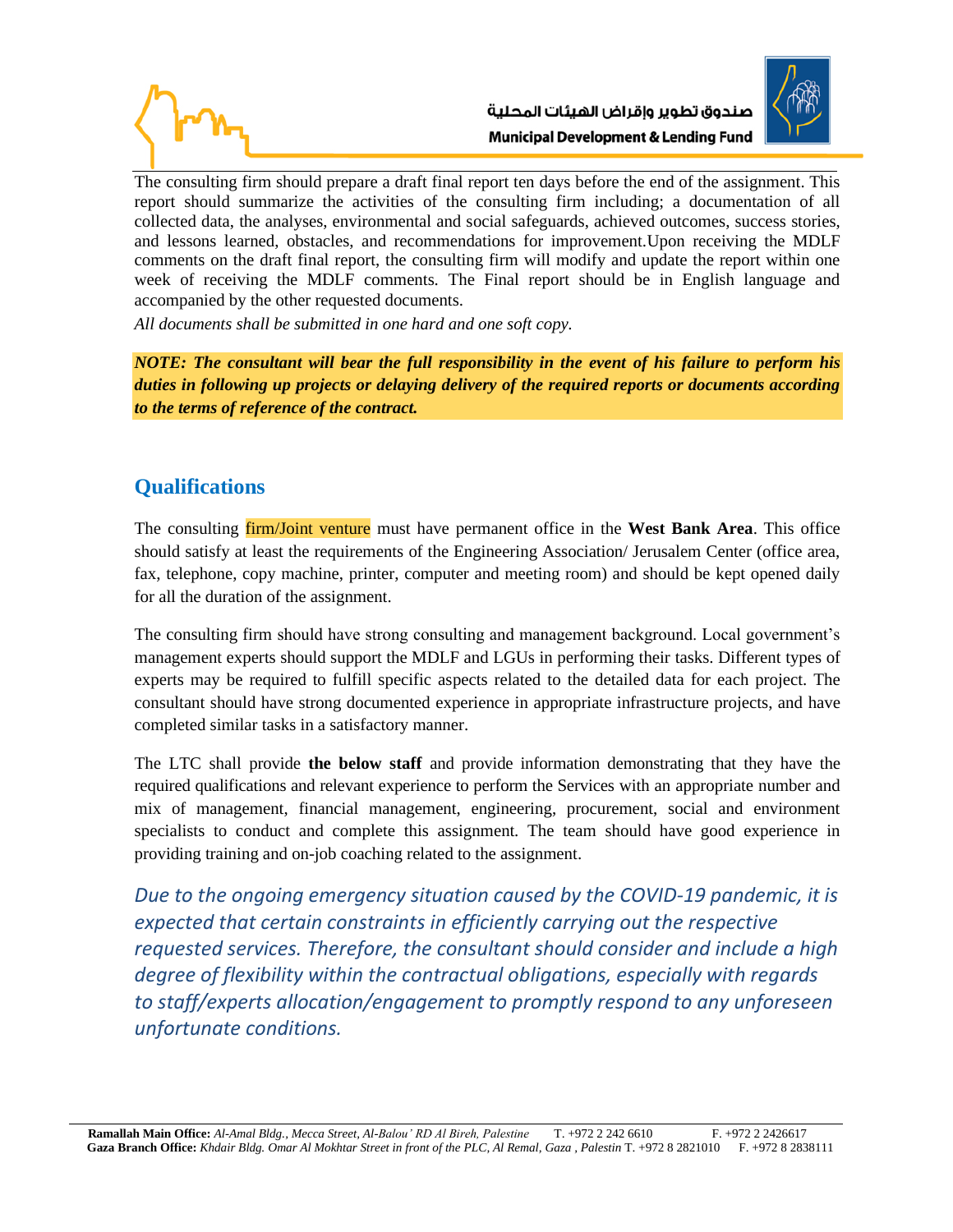The consulting firm should prepare a draft final report ten days before the end of the assignment. This report should summarize the activities of the consulting firm including; a documentation of all collected data, the analyses, environmental and social safeguards, achieved outcomes, success stories, and lessons learned, obstacles, and recommendations for improvement.Upon receiving the MDLF comments on the draft final report, the consulting firm will modify and update the report within one week of receiving the MDLF comments. The Final report should be in English language and accompanied by the other requested documents.

*All documents shall be submitted in one hard and one soft copy.*

***NOTE: The consultant will bear the full responsibility in the event of his failure to perform his duties in following up projects or delaying delivery of the required reports or documents according to the terms of reference of the contract.***

## Qualifications

The consulting firm/Joint venture must have permanent office in the **West Bank Area**. This office should satisfy at least the requirements of the Engineering Association/ Jerusalem Center (office area, fax, telephone, copy machine, printer, computer and meeting room) and should be kept opened daily for all the duration of the assignment.

The consulting firm should have strong consulting and management background. Local government's management experts should support the MDLF and LGUs in performing their tasks. Different types of experts may be required to fulfill specific aspects related to the detailed data for each project. The consultant should have strong documented experience in appropriate infrastructure projects, and have completed similar tasks in a satisfactory manner.

The LTC shall provide **the below staff** and provide information demonstrating that they have the required qualifications and relevant experience to perform the Services with an appropriate number and mix of management, financial management, engineering, procurement, social and environment specialists to conduct and complete this assignment. The team should have good experience in providing training and on-job coaching related to the assignment.

*Due to the ongoing emergency situation caused by the COVID-19 pandemic, it is expected that certain constraints in efficiently carrying out the respective requested services. Therefore, the consultant should consider and include a high degree of flexibility within the contractual obligations, especially with regards to staff/experts allocation/engagement to promptly respond to any unforeseen unfortunate conditions.*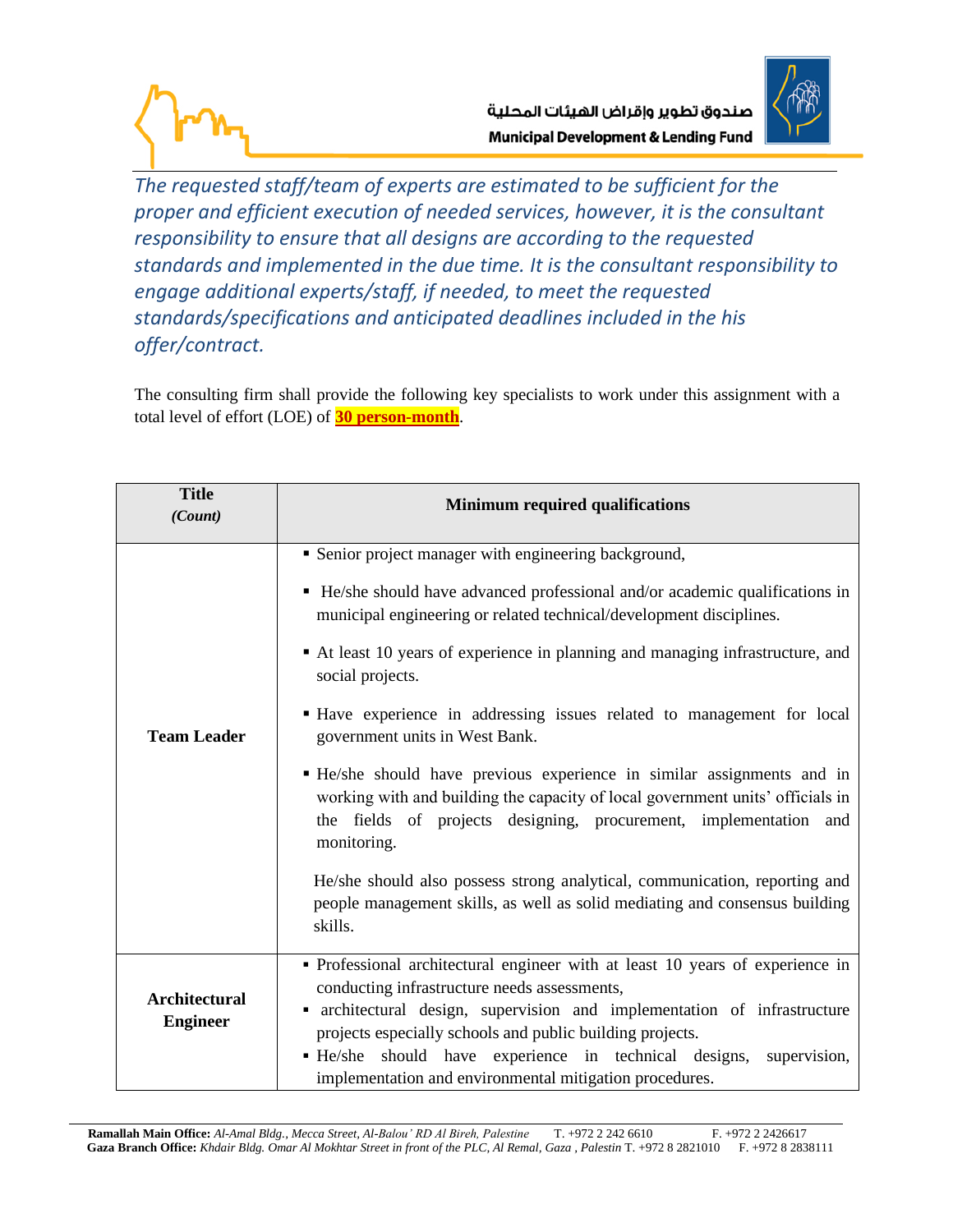*The requested staff/team of experts are estimated to be sufficient for the proper and efficient execution of needed services, however, it is the consultant responsibility to ensure that all designs are according to the requested standards and implemented in the due time. It is the consultant responsibility to engage additional experts/staff, if needed, to meet the requested standards/specifications and anticipated deadlines included in the his offer/contract.*

The consulting firm shall provide the following key specialists to work under this assignment with a total level of effort (LOE) of **30 person-month**.

| **Title** *(Count)* | **Minimum required qualifications** |
|---|---|
| **Team Leader** | ▪ Senior project manager with engineering background,<br>▪ He/she should have advanced professional and/or academic qualifications in municipal engineering or related technical/development disciplines.<br>▪ At least 10 years of experience in planning and managing infrastructure, and social projects.<br>▪ Have experience in addressing issues related to management for local government units in West Bank.<br>▪ He/she should have previous experience in similar assignments and in working with and building the capacity of local government units' officials in the fields of projects designing, procurement, implementation and monitoring.<br>He/she should also possess strong analytical, communication, reporting and people management skills, as well as solid mediating and consensus building skills. |
| **Architectural Engineer** | ▪ Professional architectural engineer with at least 10 years of experience in conducting infrastructure needs assessments,<br>▪ architectural design, supervision and implementation of infrastructure projects especially schools and public building projects.<br>▪ He/she should have experience in technical designs, supervision, implementation and environmental mitigation procedures. |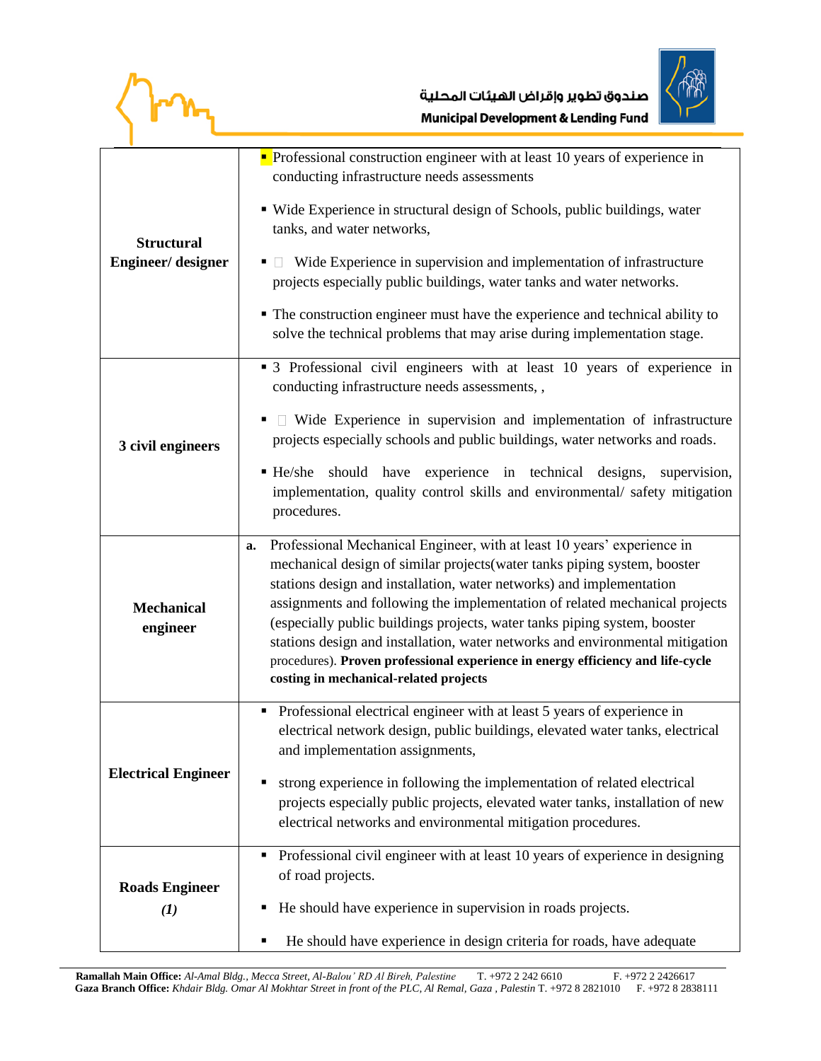| | |
|---|---|
| **Structural Engineer/ designer** | ▪ Professional construction engineer with at least 10 years of experience in conducting infrastructure needs assessments<br><br>▪ Wide Experience in structural design of Schools, public buildings, water tanks, and water networks,<br><br>▪ Wide Experience in supervision and implementation of infrastructure projects especially public buildings, water tanks and water networks.<br><br>▪ The construction engineer must have the experience and technical ability to solve the technical problems that may arise during implementation stage. |
| **3 civil engineers** | ▪ 3 Professional civil engineers with at least 10 years of experience in conducting infrastructure needs assessments, ,<br><br>▪ Wide Experience in supervision and implementation of infrastructure projects especially schools and public buildings, water networks and roads.<br><br>▪ He/she should have experience in technical designs, supervision, implementation, quality control skills and environmental/ safety mitigation procedures. |
| **Mechanical engineer** | a. Professional Mechanical Engineer, with at least 10 years' experience in mechanical design of similar projects(water tanks piping system, booster stations design and installation, water networks) and implementation assignments and following the implementation of related mechanical projects (especially public buildings projects, water tanks piping system, booster stations design and installation, water networks and environmental mitigation procedures). **Proven professional experience in energy efficiency and life-cycle costing in mechanical-related projects** |
| **Electrical Engineer** | ▪ Professional electrical engineer with at least 5 years of experience in electrical network design, public buildings, elevated water tanks, electrical and implementation assignments,<br><br>▪ strong experience in following the implementation of related electrical projects especially public projects, elevated water tanks, installation of new electrical networks and environmental mitigation procedures. |
| **Roads Engineer *(1)*** | ▪ Professional civil engineer with at least 10 years of experience in designing of road projects.<br><br>▪ He should have experience in supervision in roads projects.<br><br>▪ He should have experience in design criteria for roads, have adequate |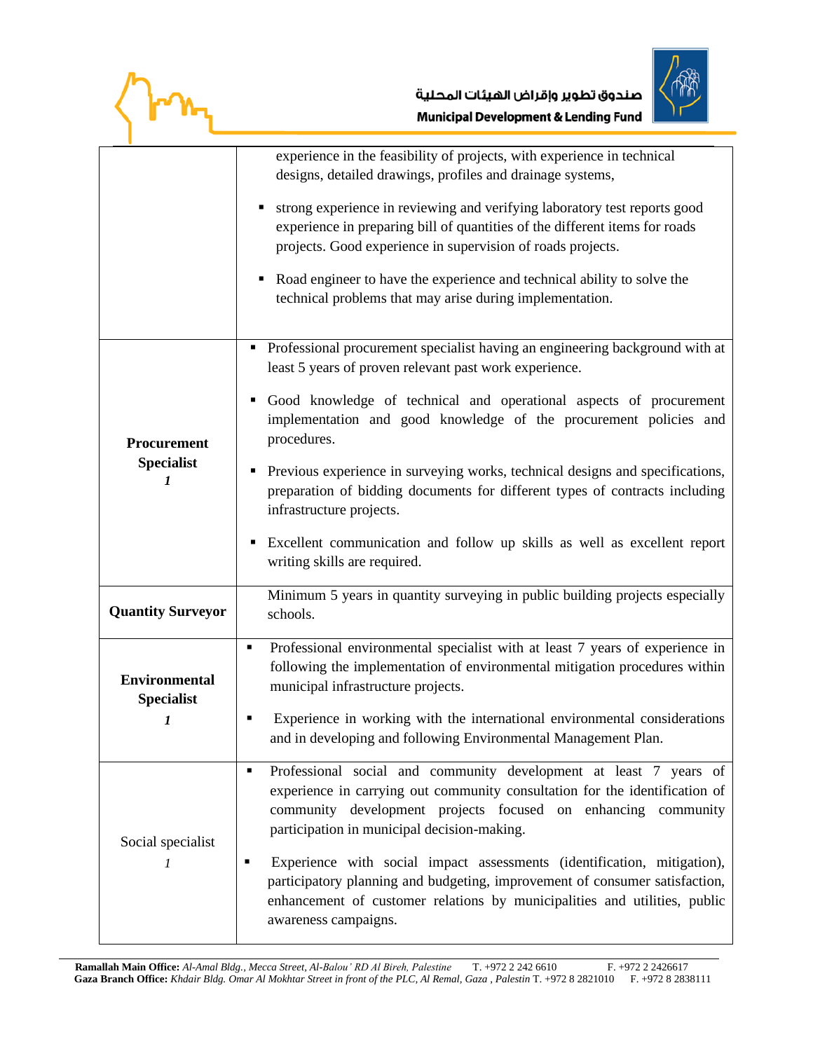| | |
|---|---|
| | experience in the feasibility of projects, with experience in technical designs, detailed drawings, profiles and drainage systems,<br>▪ strong experience in reviewing and verifying laboratory test reports good experience in preparing bill of quantities of the different items for roads projects. Good experience in supervision of roads projects.<br>▪ Road engineer to have the experience and technical ability to solve the technical problems that may arise during implementation. |
| **Procurement Specialist**<br>***1*** | ▪ Professional procurement specialist having an engineering background with at least 5 years of proven relevant past work experience.<br>▪ Good knowledge of technical and operational aspects of procurement implementation and good knowledge of the procurement policies and procedures.<br>▪ Previous experience in surveying works, technical designs and specifications, preparation of bidding documents for different types of contracts including infrastructure projects.<br>▪ Excellent communication and follow up skills as well as excellent report writing skills are required. |
| **Quantity Surveyor** | Minimum 5 years in quantity surveying in public building projects especially schools. |
| **Environmental Specialist**<br>***1*** | ▪ Professional environmental specialist with at least 7 years of experience in following the implementation of environmental mitigation procedures within municipal infrastructure projects.<br>▪ Experience in working with the international environmental considerations and in developing and following Environmental Management Plan. |
| Social specialist<br>*1* | ▪ Professional social and community development at least 7 years of experience in carrying out community consultation for the identification of community development projects focused on enhancing community participation in municipal decision-making.<br>▪ Experience with social impact assessments (identification, mitigation), participatory planning and budgeting, improvement of consumer satisfaction, enhancement of customer relations by municipalities and utilities, public awareness campaigns. |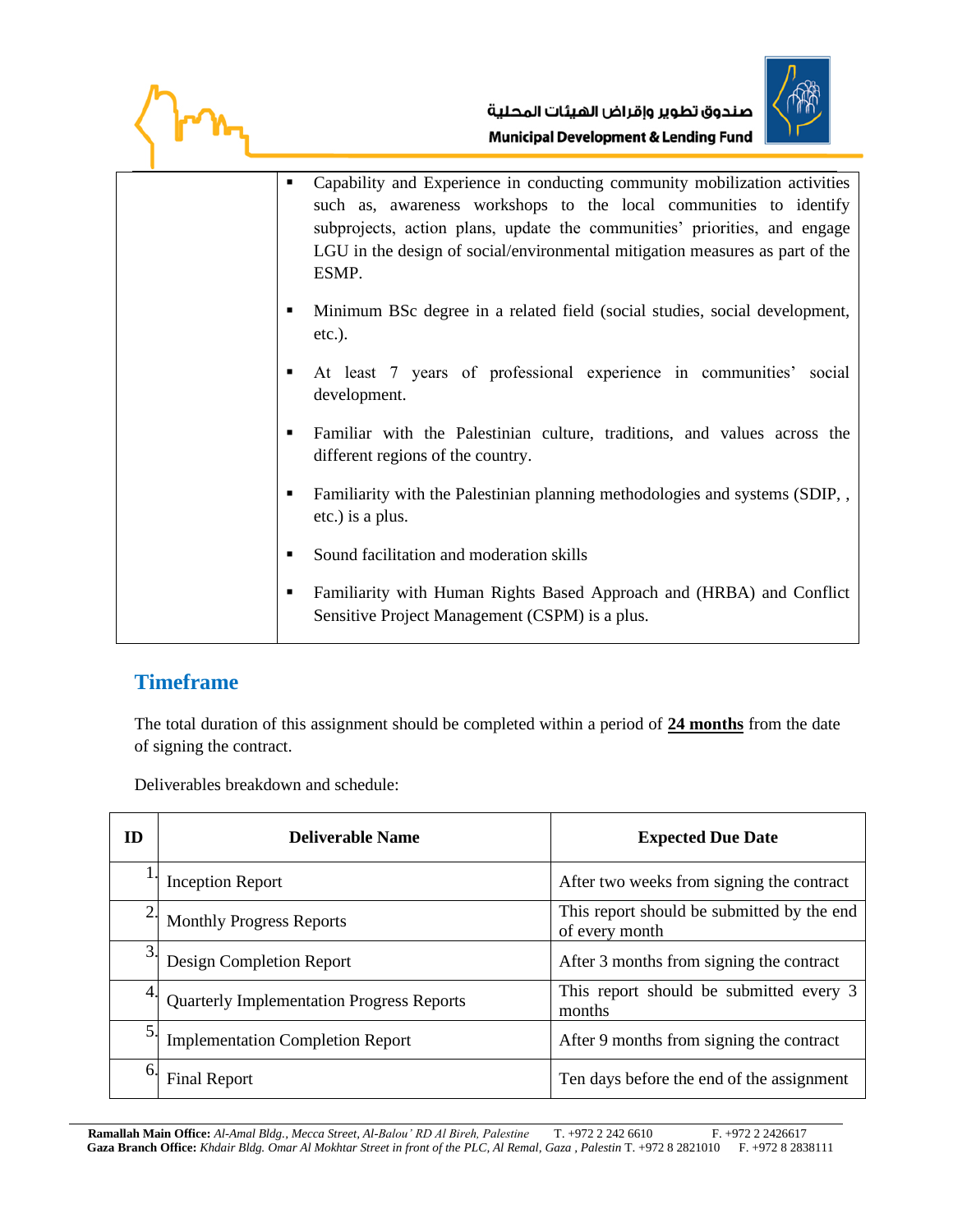| | |
|---|---|
| | ▪ Capability and Experience in conducting community mobilization activities such as, awareness workshops to the local communities to identify subprojects, action plans, update the communities' priorities, and engage LGU in the design of social/environmental mitigation measures as part of the ESMP.<br>▪ Minimum BSc degree in a related field (social studies, social development, etc.).<br>▪ At least 7 years of professional experience in communities' social development.<br>▪ Familiar with the Palestinian culture, traditions, and values across the different regions of the country.<br>▪ Familiarity with the Palestinian planning methodologies and systems (SDIP, , etc.) is a plus.<br>▪ Sound facilitation and moderation skills<br>▪ Familiarity with Human Rights Based Approach and (HRBA) and Conflict Sensitive Project Management (CSPM) is a plus. |

## Timeframe

The total duration of this assignment should be completed within a period of **24 months** from the date of signing the contract.

Deliverables breakdown and schedule:

| ID | Deliverable Name | Expected Due Date |
|---|---|---|
| 1. | Inception Report | After two weeks from signing the contract |
| 2. | Monthly Progress Reports | This report should be submitted by the end of every month |
| 3. | Design Completion Report | After 3 months from signing the contract |
| 4. | Quarterly Implementation Progress Reports | This report should be submitted every 3 months |
| 5. | Implementation Completion Report | After 9 months from signing the contract |
| 6. | Final Report | Ten days before the end of the assignment |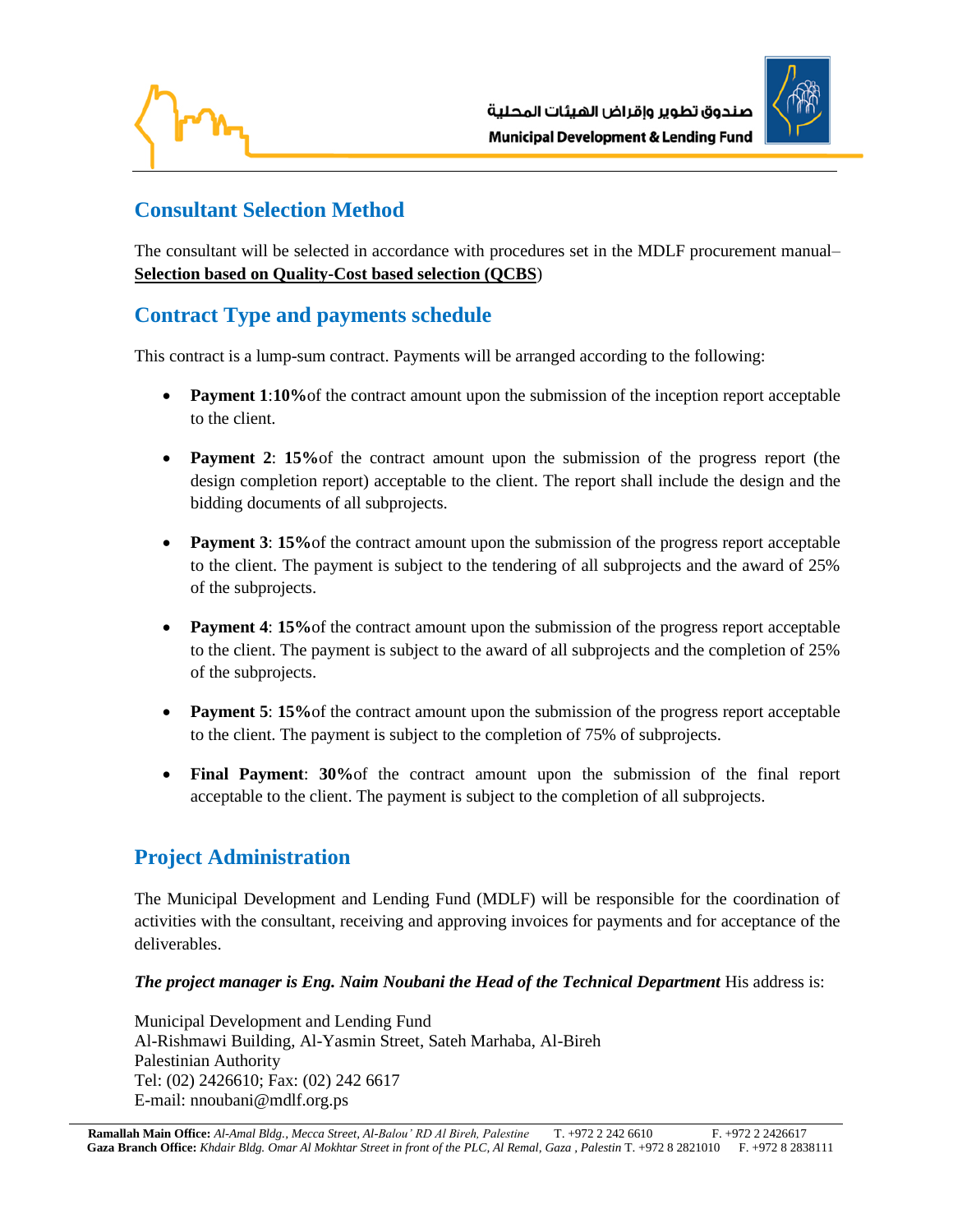## Consultant Selection Method

The consultant will be selected in accordance with procedures set in the MDLF procurement manual– **Selection based on Quality-Cost based selection (QCBS**)

## Contract Type and payments schedule

This contract is a lump-sum contract. Payments will be arranged according to the following:

- **Payment 1**:**10%**of the contract amount upon the submission of the inception report acceptable to the client.
- **Payment 2**: **15%**of the contract amount upon the submission of the progress report (the design completion report) acceptable to the client. The report shall include the design and the bidding documents of all subprojects.
- **Payment 3**: **15%**of the contract amount upon the submission of the progress report acceptable to the client. The payment is subject to the tendering of all subprojects and the award of 25% of the subprojects.
- **Payment 4**: **15%**of the contract amount upon the submission of the progress report acceptable to the client. The payment is subject to the award of all subprojects and the completion of 25% of the subprojects.
- **Payment 5**: **15%**of the contract amount upon the submission of the progress report acceptable to the client. The payment is subject to the completion of 75% of subprojects.
- **Final Payment**: **30%**of the contract amount upon the submission of the final report acceptable to the client. The payment is subject to the completion of all subprojects.

## Project Administration

The Municipal Development and Lending Fund (MDLF) will be responsible for the coordination of activities with the consultant, receiving and approving invoices for payments and for acceptance of the deliverables.

***The project manager is Eng. Naim Noubani the Head of the Technical Department*** His address is:

Municipal Development and Lending Fund
Al-Rishmawi Building, Al-Yasmin Street, Sateh Marhaba, Al-Bireh
Palestinian Authority
Tel: (02) 2426610; Fax: (02) 242 6617
E-mail: nnoubani@mdlf.org.ps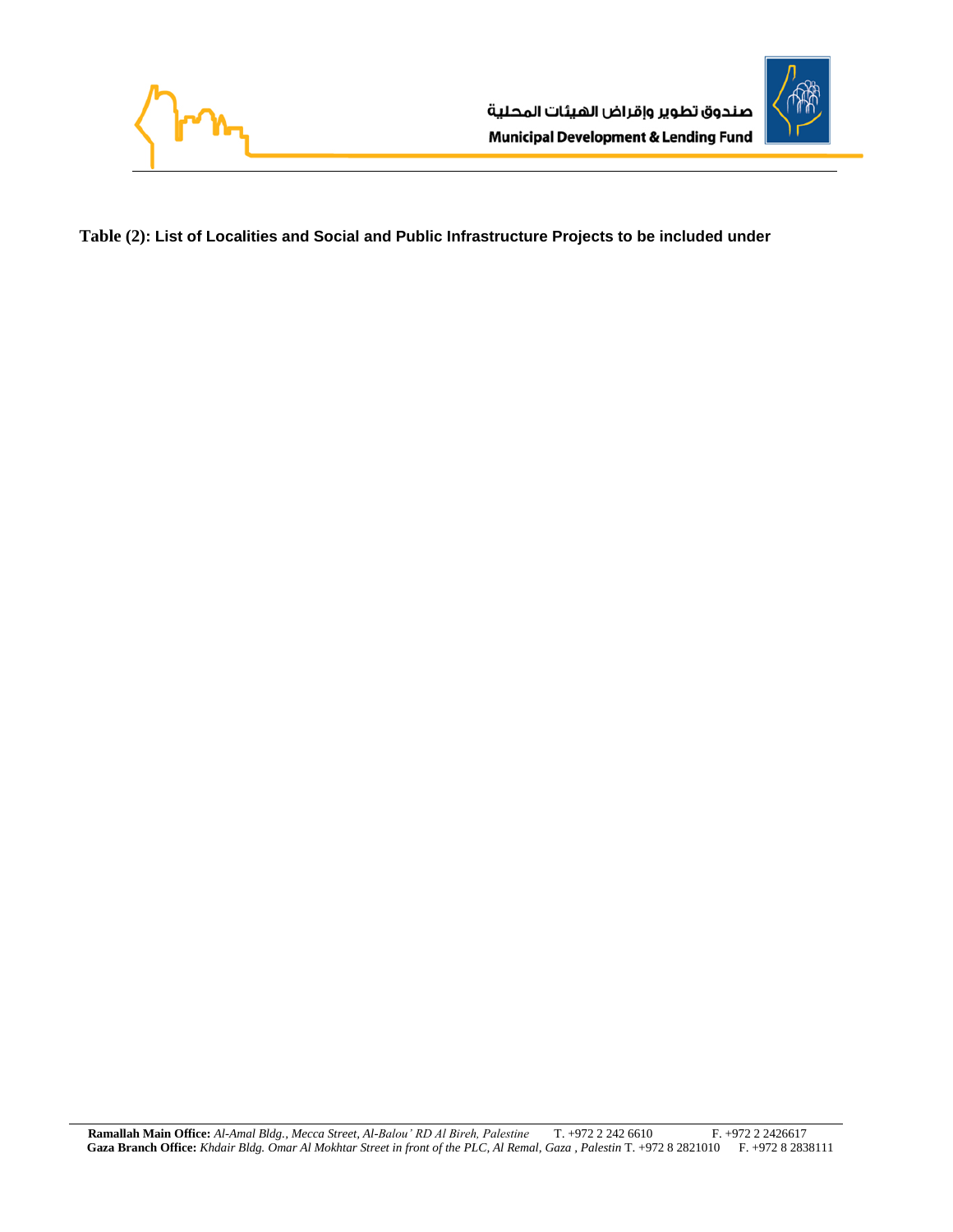**Table (2): List of Localities and Social and Public Infrastructure Projects to be included under**